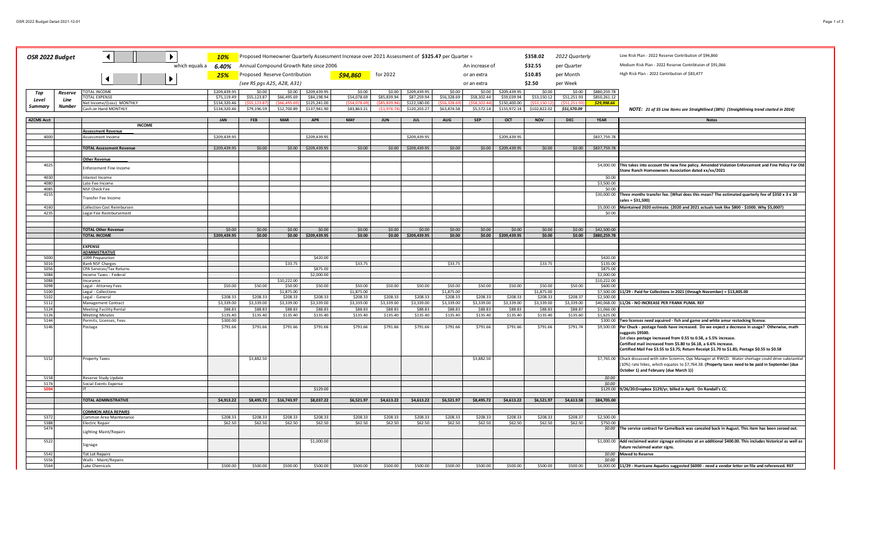# OSR 2022 Budget

| | | | |
|---|---|---|---|
| **10%** | Proposed Homeowner Quarterly Assessment Increase over 2021 Assessment of **$325.47** per Quarter = | **$358.02** | *2022 Quarterly* |
| which equals a **6.40%** | Annual Compound Growth Rate since 2006 | An increase of **$32.55** | per Quarter |
| **25%** | Proposed Reserve Contribution ***$94,860*** for 2022 | or an extra **$10.85** | per Month |
| | *(see RS pgs A25, A28, A31)* | or an extra **$2.50** | per Week |

Low Risk Plan - 2022 Reserve Contribution of $94,860
Medium Risk Plan - 2022 Reserve Contribtuion of $91,066
High Risk Plan - 2022 Contribution of $83,477

| Top Level Summary | Reserve Line Number | | JAN | FEB | MAR | APR | MAY | JUN | JUL | AUG | SEP | OCT | NOV | DEC | YEAR |
|---|---|---|---|---|---|---|---|---|---|---|---|---|---|---|---|
| | | TOTAL INCOME | $209,439.95 | $0.00 | $0.00 | $209,439.95 | $0.00 | $0.00 | $209,439.95 | $0.00 | $0.00 | $209,439.95 | $0.00 | $0.00 | $880,259.78 |
| | | TOTAL EXPENSE | $75,119.49 | $55,123.87 | $66,495.69 | $84,198.94 | $54,078.69 | $85,839.94 | $87,259.94 | $56,328.69 | $58,302.44 | $59,039.94 | $53,150.12 | $51,251.93 | $850,261.12 |
| | | Net Income/(Loss) MONTHLY | $134,320.46 | ($55,123.87) | ($66,495.69) | $125,241.00 | ($54,078.69) | ($85,839.94) | $122,180.00 | ($56,328.69) | ($58,302.44) | $150,400.00 | ($53,150.12) | ($51,251.93) | ***$29,998.66*** |
| | | Cash on Hand MONTHLY | $134,320.46 | $79,196.59 | $12,700.89 | $137,941.90 | $83,863.21 | ($1,976.74) | $120,203.27 | $63,874.58 | $5,572.14 | $155,972.14 | $102,822.02 | ***$51,570.09*** | |

***NOTE: 21 of 55 Line Items are Straightlined (38%) (Straightlining trend started in 2014)***

| AZCMS Acct | | | JAN | FEB | MAR | APR | MAY | JUN | JUL | AUG | SEP | OCT | NOV | DEC | YEAR | Notes |
|---|---|---|---|---|---|---|---|---|---|---|---|---|---|---|---|---|
| | | **INCOME** | | | | | | | | | | | | | | |
| | | **Assessment Revenue** | | | | | | | | | | | | | | |
| 4000 | | Assessment Income | $209,439.95 | | | $209,439.95 | | | $209,439.95 | | | $209,439.95 | | | $837,759.78 | |
| | | **TOTAL Assessment Revenue** | $209,439.95 | $0.00 | $0.00 | $209,439.95 | $0.00 | $0.00 | $209,439.95 | $0.00 | $0.00 | $209,439.95 | $0.00 | $0.00 | $837,759.78 | |
| | | **Other Revenue** | | | | | | | | | | | | | | |
| 4025 | | Enforcement Fine Income | | | | | | | | | | | | | $4,000.00 | **This takes into account the new fine policy. Amended Violation Enforcement and Fine Policy For Old Stone Ranch Homeowners Association dated xx/xx/2021** |
| 4030 | | Interest Income | | | | | | | | | | | | | $0.00 | |
| 4080 | | Late Fee Income | | | | | | | | | | | | | $3,500.00 | |
| 4085 | | NSF Check Fee | | | | | | | | | | | | | $0.00 | |
| 4155 | | Transfer Fee Income | | | | | | | | | | | | | $30,000.00 | **Three months transfer fee. (What does this mean? The estimated quarterly fee of $350 x 3 x 30 sales = $31,500)** |
| 4160 | | Collection Cost Reimbursen | | | | | | | | | | | | | $5,000.00 | **Maintained 2020 estimate. (2020 and 2021 actuals look like $800 - $1000. Why $5,000?)** |
| 4235 | | Legal Fee Reimbursement | | | | | | | | | | | | | $0.00 | |
| | | **TOTAL Other Revenue** | $0.00 | $0.00 | $0.00 | $0.00 | $0.00 | $0.00 | $0.00 | $0.00 | $0.00 | $0.00 | $0.00 | $0.00 | $42,500.00 | |
| | | **TOTAL INCOME** | $209,439.95 | $0.00 | $0.00 | $209,439.95 | $0.00 | $0.00 | $209,439.95 | $0.00 | $0.00 | $209,439.95 | $0.00 | $0.00 | $880,259.78 | |
| | | **EXPENSE** | | | | | | | | | | | | | | |
| | | **ADMINISTRATIVE** | | | | | | | | | | | | | | |
| 5000 | | 1099 Preparation | | | | $420.00 | | | | | | | | | $420.00 | |
| 5016 | | Bank NSF Charges | | | $33.75 | | $33.75 | | | $33.75 | | | $33.75 | | $135.00 | |
| 5056 | | CPA Services/Tax Returns | | | | $875.00 | | | | | | | | | $875.00 | |
| 5084 | | Income Taxes - Federal | | | | $2,000.00 | | | | | | | | | $2,000.00 | |
| 5088 | | Insurance | | | $10,222.00 | | | | | | | | | | $10,222.00 | |
| 5098 | | Legal - Attorney Fees | $50.00 | $50.00 | $50.00 | $50.00 | $50.00 | $50.00 | $50.00 | $50.00 | $50.00 | $50.00 | $50.00 | $50.00 | $600.00 | |
| 5100 | | Legal - Collections | | | $1,875.00 | | $1,875.00 | | | $1,875.00 | | | $1,875.00 | | $7,500.00 | **11/29 - Paid for Collections in 2021 (through November) = $13,405.00** |
| 5102 | | Legal - General | $208.33 | $208.33 | $208.33 | $208.33 | $208.33 | $208.33 | $208.33 | $208.33 | $208.33 | $208.33 | $208.33 | $208.37 | $2,500.00 | |
| 5112 | | Management Contract | $3,339.00 | $3,339.00 | $3,339.00 | $3,339.00 | $3,339.00 | $3,339.00 | $3,339.00 | $3,339.00 | $3,339.00 | $3,339.00 | $3,339.00 | $3,339.00 | $40,068.00 | **11/26 - NO INCREASE PER FRANK PUMA. REF** |
| 5124 | | Meeting Facility Rental | $88.83 | $88.83 | $88.83 | $88.83 | $88.83 | $88.83 | $88.83 | $88.83 | $88.83 | $88.83 | $88.83 | $88.87 | $1,066.00 | |
| 5126 | | Meeting Minutes | $135.40 | $135.40 | $135.40 | $135.40 | $135.40 | $135.40 | $135.40 | $135.40 | $135.40 | $135.40 | $135.40 | $135.60 | $1,625.00 | |
| 5144 | | Permits, Licenses, Fees | $300.00 | | | | | | | | | | | | $300.00 | **Two licenses need aqcuired - fish and game and white amur restocking license.** |
| 5146 | | Postage | $791.66 | $791.66 | $791.66 | $791.66 | $791.66 | $791.66 | $791.66 | $791.66 | $791.66 | $791.66 | $791.66 | $791.74 | $9,500.00 | **Per Chuck - postage feeds have increased. Do we expect a decrease in usage? Otherwise, math suggests $9500.** 1st class postage increased from 0.55 to 0.58, a 5.5% increase. Certified mail increased from $5.80 to $6.18, a 6.6% increase. Certified Mail Fee $3.55 to $3.75; Return Receipt $1.70 to $1.85; Postage $0.55 to $0.58 |
| 5152 | | Property Taxes | | $3,882.50 | | | | | | $3,882.50 | | | | | $7,765.00 | Chuck discussed with John Scremin, Ops Manager at RWCD. Water shortage could drive substantial (10%) rate hikes, which equates to $7,764.38. **(Property taxes need to be paid in September (due October 1) and February (due March 1))** |
| 5158 | | Reserve Study Update | | | | | | | | | | | | | *$0.00* | |
| 5174 | | Social Events Expense | | | | | | | | | | | | | *$0.00* | |
| 5094 | | IT | | | | $129.00 | | | | | | | | | $129.00 | **9/26/20:Dropbox $129/yr, billed in April. On Randall's CC.** |
| | | **TOTAL ADMINISTRATIVE** | $4,913.22 | $8,495.72 | $16,743.97 | $8,037.22 | $6,521.97 | $4,613.22 | $4,613.22 | $6,521.97 | $8,495.72 | $4,613.22 | $6,521.97 | $4,613.58 | $84,705.00 | |
| | | **COMMON AREA REPAIRS** | | | | | | | | | | | | | | |
| 5372 | | Common Area Maintenance | $208.33 | $208.33 | $208.33 | $208.33 | $208.33 | $208.33 | $208.33 | $208.33 | $208.33 | $208.33 | $208.33 | $208.37 | $2,500.00 | |
| 5388 | | Electric Repair | $62.50 | $62.50 | $62.50 | $62.50 | $62.50 | $62.50 | $62.50 | $62.50 | $62.50 | $62.50 | $62.50 | $62.50 | $750.00 | |
| 5474 | | Lighting Maint/Repairs | | | | | | | | | | | | | *$0.00* | **The service contract for Camelback was canceled back in August. This item has been zeroed out.** |
| 5522 | | Signage | | | | $1,000.00 | | | | | | | | | $1,000.00 | **Add reclaimed water signage estimates at an additional $400.00. This includes historical as well as future reclaimed water signs.** |
| 5542 | | Tot Lot Repairs | | | | | | | | | | | | | *$0.00* | **Moved to Reserve** |
| 5556 | | Walls - Maint/Repairs | | | | | | | | | | | | | *$0.00* | |
| 5564 | | Lake Chemicals | $500.00 | $500.00 | $500.00 | $500.00 | $500.00 | $500.00 | $500.00 | $500.00 | $500.00 | $500.00 | $500.00 | $500.00 | $6,000.00 | **11/29 - Hurricane Aquatics suggested $6000 - need a vendor letter on file and referenced. REF** |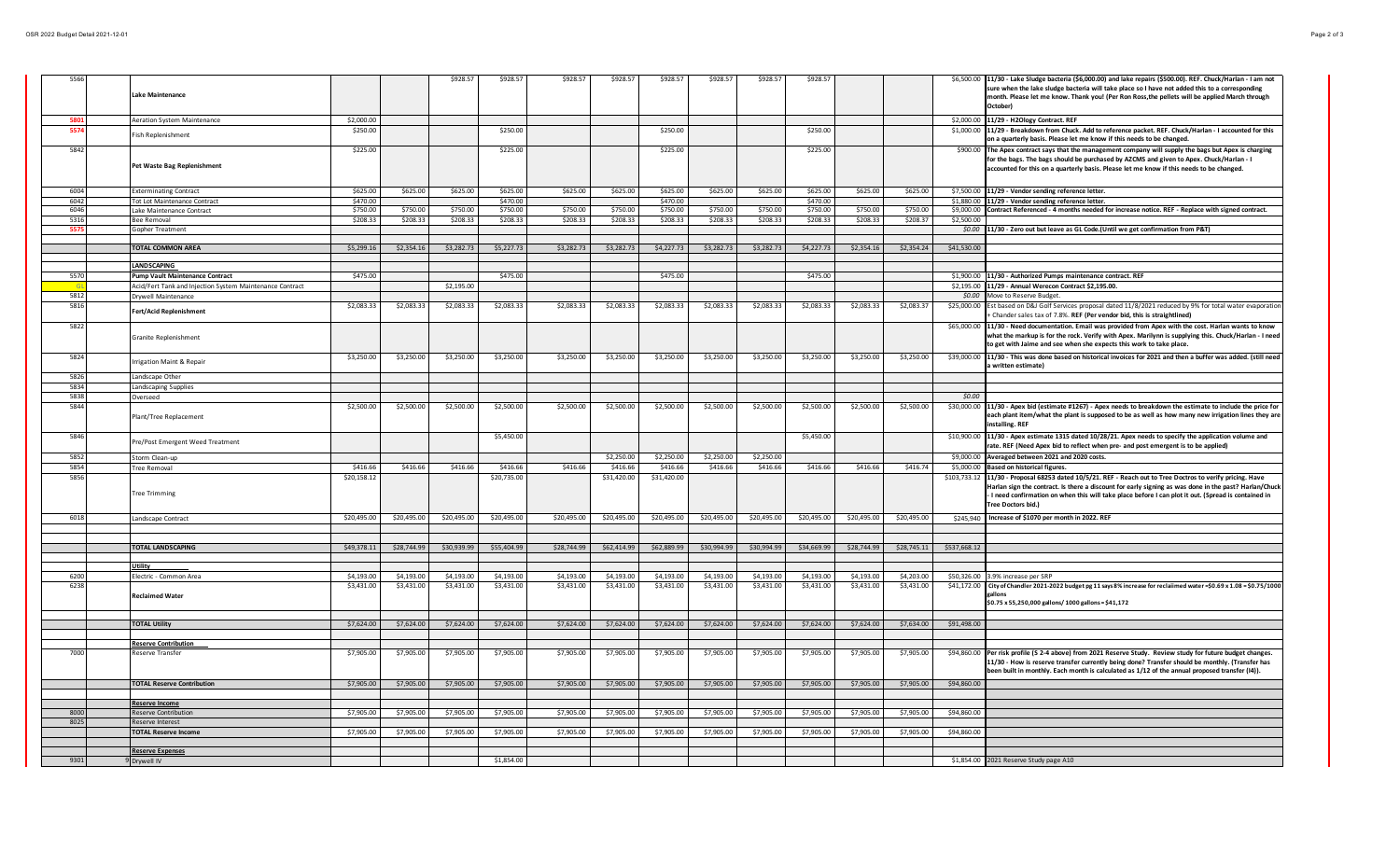| GL | | Description | Jan | Feb | Mar | Apr | May | Jun | Jul | Aug | Sep | Oct | Nov | Dec | Total | Notes |
|---|---|---|---|---|---|---|---|---|---|---|---|---|---|---|---|---|
| 5566 | | Lake Maintenance | | | $928.57 | $928.57 | $928.57 | $928.57 | $928.57 | $928.57 | $928.57 | $928.57 | | | $6,500.00 | 11/30 - Lake Sludge bacteria ($6,000.00) and lake repairs ($500.00). REF. Chuck/Harlan - I am not sure when the lake sludge bacteria will take place so I have not added this to a corresponding month. Please let me know. Thank you! (Per Ron Ross,the pellets will be applied March through October) |
| 5801 | | Aeration System Maintenance | $2,000.00 | | | | | | | | | | | | $2,000.00 | 11/29 - H2Ology Contract. REF |
| 5574 | | Fish Replenishment | $250.00 | | | $250.00 | | | $250.00 | | | $250.00 | | | $1,000.00 | 11/29 - Breakdown from Chuck. Add to reference packet. REF. Chuck/Harlan - I accounted for this on a quarterly basis. Please let me know if this needs to be changed. |
| 5842 | | Pet Waste Bag Replenishment | $225.00 | | | $225.00 | | | $225.00 | | | $225.00 | | | $900.00 | The Apex contract says that the management company will supply the bags but Apex is charging for the bags. The bags should be purchased by AZCMS and given to Apex. Chuck/Harlan - I accounted for this on a quarterly basis. Please let me know if this needs to be changed. |
| 6004 | | Exterminating Contract | $625.00 | $625.00 | $625.00 | $625.00 | $625.00 | $625.00 | $625.00 | $625.00 | $625.00 | $625.00 | $625.00 | $625.00 | $7,500.00 | 11/29 - Vendor sending reference letter. |
| 6042 | | Tot Lot Maintenance Contract | $470.00 | | | $470.00 | | | $470.00 | | | $470.00 | | | $1,880.00 | 11/29 - Vendor sending reference letter. |
| 6046 | | Lake Maintenance Contract | $750.00 | $750.00 | $750.00 | $750.00 | $750.00 | $750.00 | $750.00 | $750.00 | $750.00 | $750.00 | $750.00 | $750.00 | $9,000.00 | Contract Referenced - 4 months needed for increase notice. REF - Replace with signed contract. |
| 5316 | | Bee Removal | $208.33 | $208.33 | $208.33 | $208.33 | $208.33 | $208.33 | $208.33 | $208.33 | $208.33 | $208.33 | $208.33 | $208.37 | $2,500.00 | |
| 5575 | | Gopher Treatment | | | | | | | | | | | | | *$0.00* | 11/30 - Zero out but leave as GL Code.(Until we get confirmation from P&T) |
| | | | | | | | | | | | | | | | | |
| | | **TOTAL COMMON AREA** | $5,299.16 | $2,354.16 | $3,282.73 | $5,227.73 | $3,282.73 | $3,282.73 | $4,227.73 | $3,282.73 | $3,282.73 | $4,227.73 | $2,354.16 | $2,354.24 | $41,530.00 | |
| | | | | | | | | | | | | | | | | |
| | | **LANDSCAPING** | | | | | | | | | | | | | | |
| 5570 | | Pump Vault Maintenance Contract | $475.00 | | | $475.00 | | | $475.00 | | | $475.00 | | | $1,900.00 | 11/30 - Authorized Pumps maintenance contract. REF |
| GL | | Acid/Fert Tank and Injection System Maintenance Contract | | | $2,195.00 | | | | | | | | | | $2,195.00 | 11/29 - Annual Werecon Contract $2,195.00. |
| 5812 | | Drywell Maintenance | | | | | | | | | | | | | *$0.00* | Move to Reserve Budget. |
| 5816 | | Fert/Acid Replenishment | $2,083.33 | $2,083.33 | $2,083.33 | $2,083.33 | $2,083.33 | $2,083.33 | $2,083.33 | $2,083.33 | $2,083.33 | $2,083.33 | $2,083.33 | $2,083.37 | $25,000.00 | Est based on D&J Golf Services proposal dated 11/8/2021 reduced by 9% for total water evaporation + Chander sales tax of 7.8%. REF (Per vendor bid, this is straightlined) |
| 5822 | | Granite Replenishment | | | | | | | | | | | | | $65,000.00 | 11/30 - Need documentation. Email was provided from Apex with the cost. Harlan wants to know what the markup is for the rock. Verify with Apex. Marilynn is supplying this. Chuck/Harlan - I need to get with Jaime and see when she expects this work to take place. |
| 5824 | | Irrigation Maint & Repair | $3,250.00 | $3,250.00 | $3,250.00 | $3,250.00 | $3,250.00 | $3,250.00 | $3,250.00 | $3,250.00 | $3,250.00 | $3,250.00 | $3,250.00 | $3,250.00 | $39,000.00 | 11/30 - This was done based on historical invoices for 2021 and then a buffer was added. (still need a written estimate) |
| 5826 | | Landscape Other | | | | | | | | | | | | | | |
| 5834 | | Landscaping Supplies | | | | | | | | | | | | | | |
| 5838 | | Overseed | | | | | | | | | | | | | *$0.00* | |
| 5844 | | Plant/Tree Replacement | $2,500.00 | $2,500.00 | $2,500.00 | $2,500.00 | $2,500.00 | $2,500.00 | $2,500.00 | $2,500.00 | $2,500.00 | $2,500.00 | $2,500.00 | $2,500.00 | $30,000.00 | 11/30 - Apex bid (estimate #1267) - Apex needs to breakdown the estimate to include the price for each plant item/what the plant is supposed to be as well as how many new irrigation lines they are installing. REF |
| 5846 | | Pre/Post Emergent Weed Treatment | | | | $5,450.00 | | | | | | $5,450.00 | | | $10,900.00 | 11/30 - Apex estimate 1315 dated 10/28/21. Apex needs to specify the application volume and rate. REF (Need Apex bid to reflect when pre- and post emergent is to be applied) |
| 5852 | | Storm Clean-up | | | | | | $2,250.00 | $2,250.00 | $2,250.00 | $2,250.00 | | | | $9,000.00 | Averaged between 2021 and 2020 costs. |
| 5854 | | Tree Removal | $416.66 | $416.66 | $416.66 | $416.66 | $416.66 | $416.66 | $416.66 | $416.66 | $416.66 | $416.66 | $416.66 | $416.74 | $5,000.00 | Based on historical figures. |
| 5856 | | Tree Trimming | $20,158.12 | | | $20,735.00 | | $31,420.00 | $31,420.00 | | | | | | $103,733.12 | 11/30 - Proposal 68253 dated 10/5/21. REF - Reach out to Tree Doctros to verify pricing. Have Harlan sign the contract. Is there a discount for early signing as was done in the past? Harlan/Chuck - I need confirmation on when this will take place before I can plot it out. (Spread is contained in Tree Doctors bid.) |
| 6018 | | Landscape Contract | $20,495.00 | $20,495.00 | $20,495.00 | $20,495.00 | $20,495.00 | $20,495.00 | $20,495.00 | $20,495.00 | $20,495.00 | $20,495.00 | $20,495.00 | $20,495.00 | $245,940 | Increase of $1070 per month in 2022. REF |
| | | | | | | | | | | | | | | | | |
| | | **TOTAL LANDSCAPING** | $49,378.11 | $28,744.99 | $30,939.99 | $55,404.99 | $28,744.99 | $62,414.99 | $62,889.99 | $30,994.99 | $30,994.99 | $34,669.99 | $28,744.99 | $28,745.11 | $537,668.12 | |
| | | | | | | | | | | | | | | | | |
| | | **Utility** | | | | | | | | | | | | | | |
| 6200 | | Electric - Common Area | $4,193.00 | $4,193.00 | $4,193.00 | $4,193.00 | $4,193.00 | $4,193.00 | $4,193.00 | $4,193.00 | $4,193.00 | $4,193.00 | $4,193.00 | $4,203.00 | $50,326.00 | 3.9% increase per SRP |
| 6238 | | Reclaimed Water | $3,431.00 | $3,431.00 | $3,431.00 | $3,431.00 | $3,431.00 | $3,431.00 | $3,431.00 | $3,431.00 | $3,431.00 | $3,431.00 | $3,431.00 | $3,431.00 | $41,172.00 | City of Chandler 2021-2022 budget pg 11 says 8% increase for reclaimed water =$0.69 x 1.08 = $0.75/1000 gallons $0.75 x 55,250,000 gallons/ 1000 gallons = $41,172 |
| | | | | | | | | | | | | | | | | |
| | | **TOTAL Utility** | $7,624.00 | $7,624.00 | $7,624.00 | $7,624.00 | $7,624.00 | $7,624.00 | $7,624.00 | $7,624.00 | $7,624.00 | $7,624.00 | $7,624.00 | $7,634.00 | $91,498.00 | |
| | | | | | | | | | | | | | | | | |
| | | **Reserve Contribution** | | | | | | | | | | | | | | |
| 7000 | | Reserve Transfer | $7,905.00 | $7,905.00 | $7,905.00 | $7,905.00 | $7,905.00 | $7,905.00 | $7,905.00 | $7,905.00 | $7,905.00 | $7,905.00 | $7,905.00 | $7,905.00 | $94,860.00 | Per risk profile (S 2-4 above) from 2021 Reserve Study. Review study for future budget changes. 11/30 - How is reserve transfer currently being done? Transfer should be monthly. (Transfer has been built in monthly. Each month is calculated as 1/12 of the annual proposed transfer (I4)). |
| | | | | | | | | | | | | | | | | |
| | | **TOTAL Reserve Contribution** | $7,905.00 | $7,905.00 | $7,905.00 | $7,905.00 | $7,905.00 | $7,905.00 | $7,905.00 | $7,905.00 | $7,905.00 | $7,905.00 | $7,905.00 | $7,905.00 | $94,860.00 | |
| | | | | | | | | | | | | | | | | |
| | | **Reserve Income** | | | | | | | | | | | | | | |
| 8000 | | Reserve Contribution | $7,905.00 | $7,905.00 | $7,905.00 | $7,905.00 | $7,905.00 | $7,905.00 | $7,905.00 | $7,905.00 | $7,905.00 | $7,905.00 | $7,905.00 | $7,905.00 | $94,860.00 | |
| 8025 | | Reserve Interest | | | | | | | | | | | | | | |
| | | **TOTAL Reserve Income** | $7,905.00 | $7,905.00 | $7,905.00 | $7,905.00 | $7,905.00 | $7,905.00 | $7,905.00 | $7,905.00 | $7,905.00 | $7,905.00 | $7,905.00 | $7,905.00 | $94,860.00 | |
| | | | | | | | | | | | | | | | | |
| | | **Reserve Expenses** | | | | | | | | | | | | | | |
| 9301 | 9 | Drywell IV | | | | $1,854.00 | | | | | | | | | $1,854.00 | 2021 Reserve Study page A10 |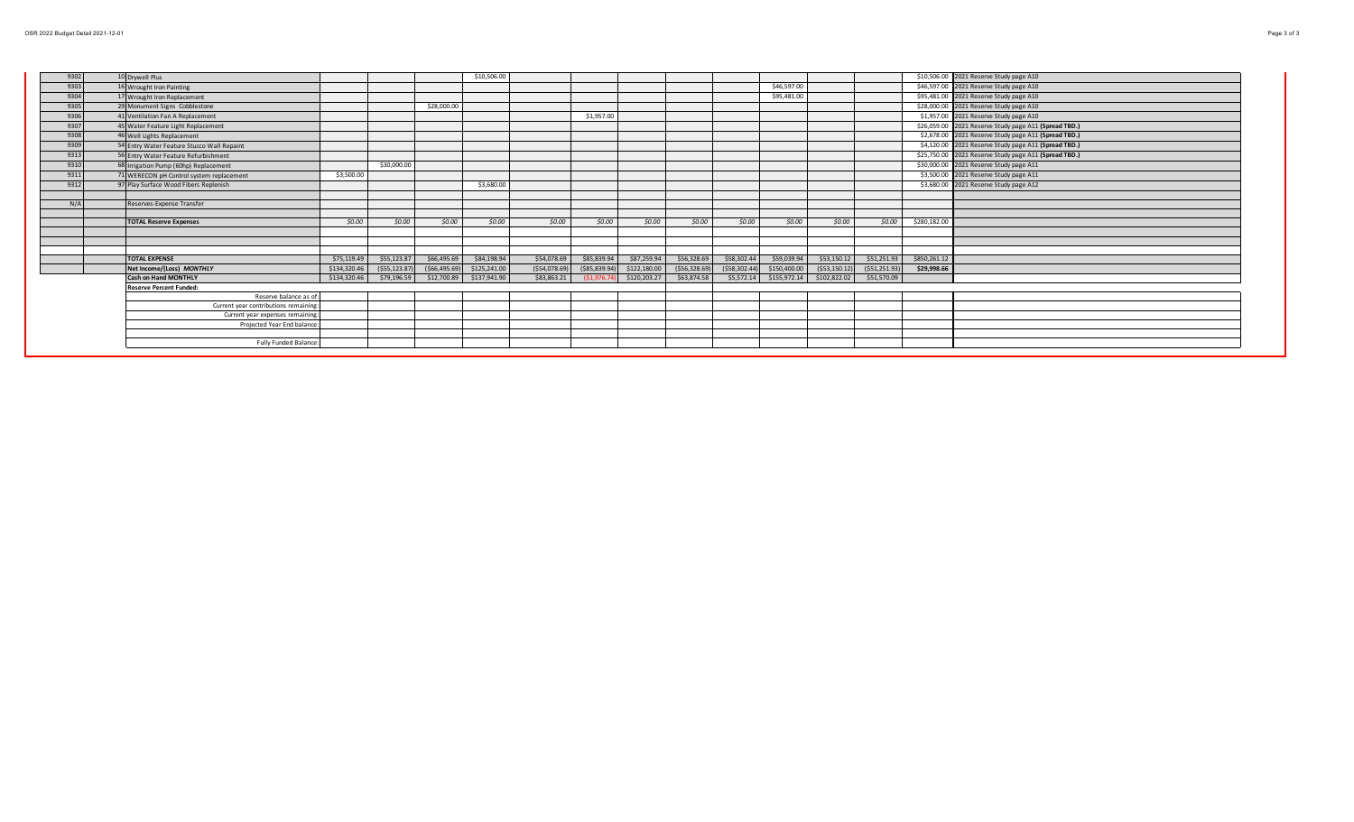| | | | | | | | | | | | | | | | | |
|---|---|---|---|---|---|---|---|---|---|---|---|---|---|---|---|---|
| 9302 | 10 | Drywell Plus | | | | $10,506.00 | | | | | | | | | $10,506.00 | 2021 Reserve Study page A10 |
| 9303 | 16 | Wrought Iron Painting | | | | | | | | | | $46,597.00 | | | $46,597.00 | 2021 Reserve Study page A10 |
| 9304 | 17 | Wrought Iron Replacement | | | | | | | | | | $95,481.00 | | | $95,481.00 | 2021 Reserve Study page A10 |
| 9305 | 29 | Monument Signs Cobblestone | | | $28,000.00 | | | | | | | | | | $28,000.00 | 2021 Reserve Study page A10 |
| 9306 | 41 | Ventilation Fan A Replacement | | | | | | $1,957.00 | | | | | | | $1,957.00 | 2021 Reserve Study page A10 |
| 9307 | 45 | Water Feature Light Replacement | | | | | | | | | | | | | $26,059.00 | 2021 Reserve Study page A11 **(Spread TBD.)** |
| 9308 | 46 | Well Lights Replacement | | | | | | | | | | | | | $2,678.00 | 2021 Reserve Study page A11 **(Spread TBD.)** |
| 9309 | 54 | Entry Water Feature Stucco Wall Repaint | | | | | | | | | | | | | $4,120.00 | 2021 Reserve Study page A11 **(Spread TBD.)** |
| 9313 | 56 | Entry Water Feature Refurbishment | | | | | | | | | | | | | $25,750.00 | 2021 Reserve Study page A11 **(Spread TBD.)** |
| 9310 | 68 | Irrigation Pump (60hp) Replacement | | $30,000.00 | | | | | | | | | | | $30,000.00 | 2021 Reserve Study page A11 |
| 9311 | 71 | WERECON pH Control system replacement | $3,500.00 | | | | | | | | | | | | $3,500.00 | 2021 Reserve Study page A11 |
| 9312 | 97 | Play Surface Wood Fibers Replenish | | | | $3,680.00 | | | | | | | | | $3,680.00 | 2021 Reserve Study page A12 |
| | | | | | | | | | | | | | | | | |
| N/A | | Reserves-Expense Transfer | | | | | | | | | | | | | | |
| | | | | | | | | | | | | | | | | |
| | | **TOTAL Reserve Expenses** | *$0.00* | *$0.00* | *$0.00* | *$0.00* | *$0.00* | *$0.00* | *$0.00* | *$0.00* | *$0.00* | *$0.00* | *$0.00* | *$0.00* | $280,182.00 | |
| | | | | | | | | | | | | | | | | |
| | | **TOTAL EXPENSE** | $75,119.49 | $55,123.87 | $66,495.69 | $84,198.94 | $54,078.69 | $85,839.94 | $87,259.94 | $56,328.69 | $58,302.44 | $59,039.94 | $53,150.12 | $51,251.93 | $850,261.12 | |
| | | **Net Income/(Loss) *MONTHLY*** | $134,320.46 | ($55,123.87) | ($66,495.69) | $125,241.00 | ($54,078.69) | ($85,839.94) | $122,180.00 | ($56,328.69) | ($58,302.44) | $150,400.00 | ($53,150.12) | ($51,251.93) | **$29,998.66** | |
| | | **Cash on Hand MONTHLY** | $134,320.46 | $79,196.59 | $12,700.89 | $137,941.90 | $83,863.21 | ($1,976.74) | $120,203.27 | $63,874.58 | $5,572.14 | $155,972.14 | $102,822.02 | $51,570.09 | | |
| | | **Reserve Percent Funded:** | | | | | | | | | | | | | | |
| | | Reserve balance as of: | | | | | | | | | | | | | | |
| | | Current year contributions remaining: | | | | | | | | | | | | | | |
| | | Current year expenses remaining: | | | | | | | | | | | | | | |
| | | Projected Year End balance: | | | | | | | | | | | | | | |
| | | | | | | | | | | | | | | | | |
| | | Fully Funded Balance: | | | | | | | | | | | | | | |